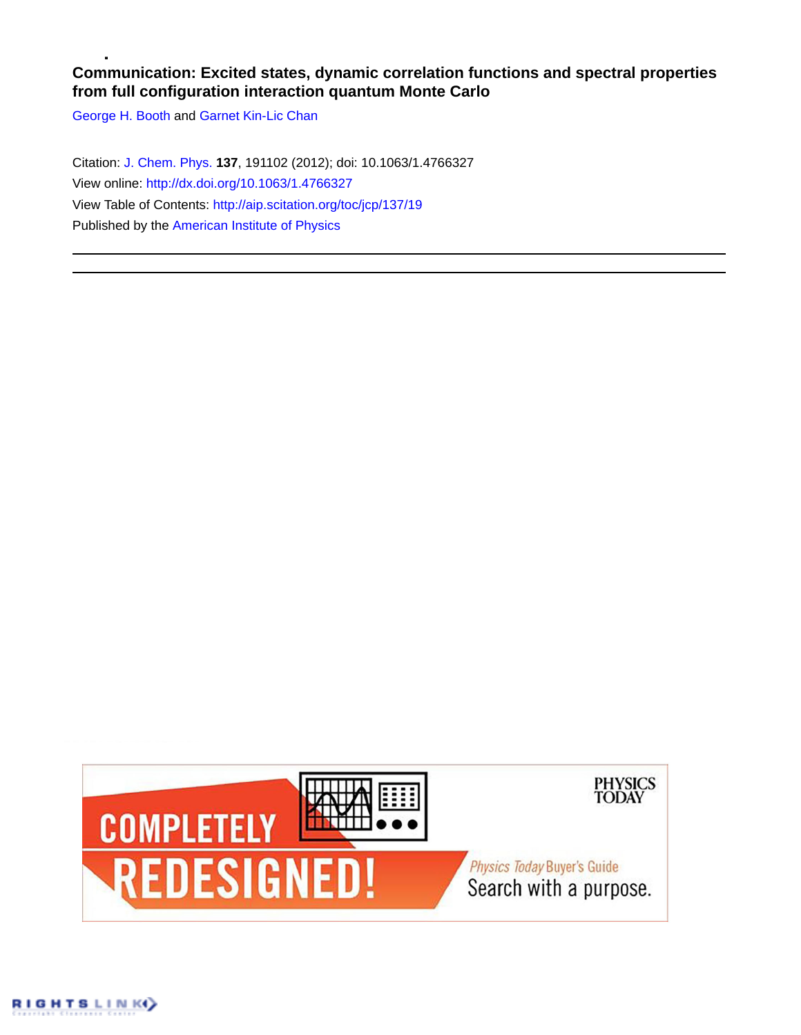# Communication: Excited states, dynamic correlation functions and spectral properties from full configuration interaction quantum Monte Carlo

George H. Booth and Garnet Kin-Lic Chan

Citation: J. Chem. Phys. **137**, 191102 (2012); doi: 10.1063/1.4766327

View online: http://dx.doi.org/10.1063/1.4766327

View Table of Contents: http://aip.scitation.org/toc/jcp/137/19

Published by the American Institute of Physics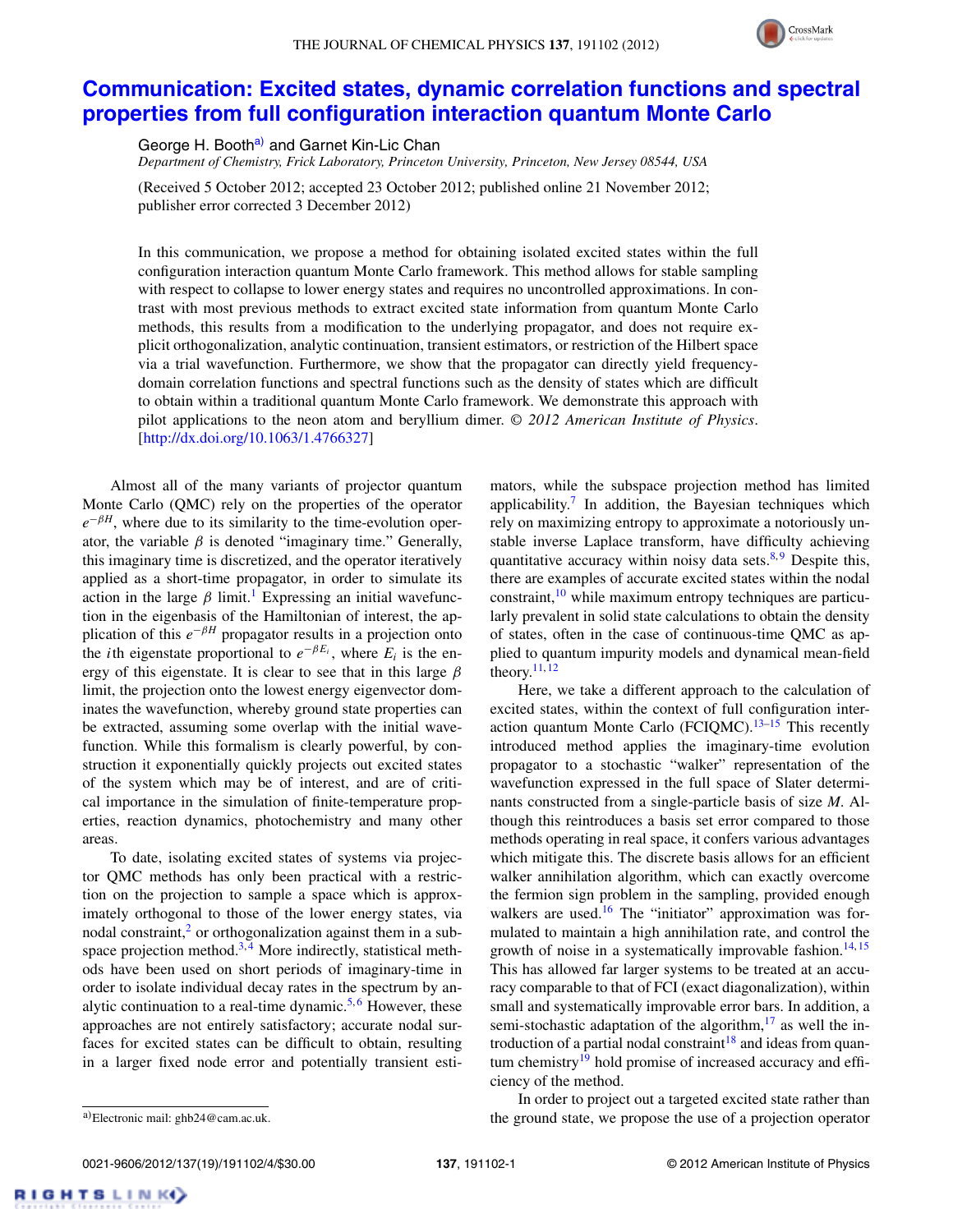# Communication: Excited states, dynamic correlation functions and spectral properties from full configuration interaction quantum Monte Carlo

George H. Booth[a] and Garnet Kin-Lic Chan

*Department of Chemistry, Frick Laboratory, Princeton University, Princeton, New Jersey 08544, USA*

(Received 5 October 2012; accepted 23 October 2012; published online 21 November 2012; publisher error corrected 3 December 2012)

In this communication, we propose a method for obtaining isolated excited states within the full configuration interaction quantum Monte Carlo framework. This method allows for stable sampling with respect to collapse to lower energy states and requires no uncontrolled approximations. In contrast with most previous methods to extract excited state information from quantum Monte Carlo methods, this results from a modification to the underlying propagator, and does not require explicit orthogonalization, analytic continuation, transient estimators, or restriction of the Hilbert space via a trial wavefunction. Furthermore, we show that the propagator can directly yield frequency-domain correlation functions and spectral functions such as the density of states which are difficult to obtain within a traditional quantum Monte Carlo framework. We demonstrate this approach with pilot applications to the neon atom and beryllium dimer. *© 2012 American Institute of Physics*. [http://dx.doi.org/10.1063/1.4766327]

Almost all of the many variants of projector quantum Monte Carlo (QMC) rely on the properties of the operator $e^{-\beta H}$, where due to its similarity to the time-evolution operator, the variable $\beta$ is denoted "imaginary time." Generally, this imaginary time is discretized, and the operator iteratively applied as a short-time propagator, in order to simulate its action in the large $\beta$ limit.[1] Expressing an initial wavefunction in the eigenbasis of the Hamiltonian of interest, the application of this $e^{-\beta H}$ propagator results in a projection onto the $i$th eigenstate proportional to $e^{-\beta E_i}$, where $E_i$ is the energy of this eigenstate. It is clear to see that in this large $\beta$ limit, the projection onto the lowest energy eigenvector dominates the wavefunction, whereby ground state properties can be extracted, assuming some overlap with the initial wavefunction. While this formalism is clearly powerful, by construction it exponentially quickly projects out excited states of the system which may be of interest, and are of critical importance in the simulation of finite-temperature properties, reaction dynamics, photochemistry and many other areas.

To date, isolating excited states of systems via projector QMC methods has only been practical with a restriction on the projection to sample a space which is approximately orthogonal to those of the lower energy states, via nodal constraint,[2] or orthogonalization against them in a subspace projection method.[3,4] More indirectly, statistical methods have been used on short periods of imaginary-time in order to isolate individual decay rates in the spectrum by analytic continuation to a real-time dynamic.[5,6] However, these approaches are not entirely satisfactory; accurate nodal surfaces for excited states can be difficult to obtain, resulting in a larger fixed node error and potentially transient estimators, while the subspace projection method has limited applicability.[7] In addition, the Bayesian techniques which rely on maximizing entropy to approximate a notoriously unstable inverse Laplace transform, have difficulty achieving quantitative accuracy within noisy data sets.[8,9] Despite this, there are examples of accurate excited states within the nodal constraint,[10] while maximum entropy techniques are particularly prevalent in solid state calculations to obtain the density of states, often in the case of continuous-time QMC as applied to quantum impurity models and dynamical mean-field theory.[11,12]

Here, we take a different approach to the calculation of excited states, within the context of full configuration interaction quantum Monte Carlo (FCIQMC).[13–15] This recently introduced method applies the imaginary-time evolution propagator to a stochastic "walker" representation of the wavefunction expressed in the full space of Slater determinants constructed from a single-particle basis of size $M$. Although this reintroduces a basis set error compared to those methods operating in real space, it confers various advantages which mitigate this. The discrete basis allows for an efficient walker annihilation algorithm, which can exactly overcome the fermion sign problem in the sampling, provided enough walkers are used.[16] The "initiator" approximation was formulated to maintain a high annihilation rate, and control the growth of noise in a systematically improvable fashion.[14,15] This has allowed far larger systems to be treated at an accuracy comparable to that of FCI (exact diagonalization), within small and systematically improvable error bars. In addition, a semi-stochastic adaptation of the algorithm,[17] as well the introduction of a partial nodal constraint[18] and ideas from quantum chemistry[19] hold promise of increased accuracy and efficiency of the method.

In order to project out a targeted excited state rather than the ground state, we propose the use of a projection operator

[a]Electronic mail: ghb24@cam.ac.uk.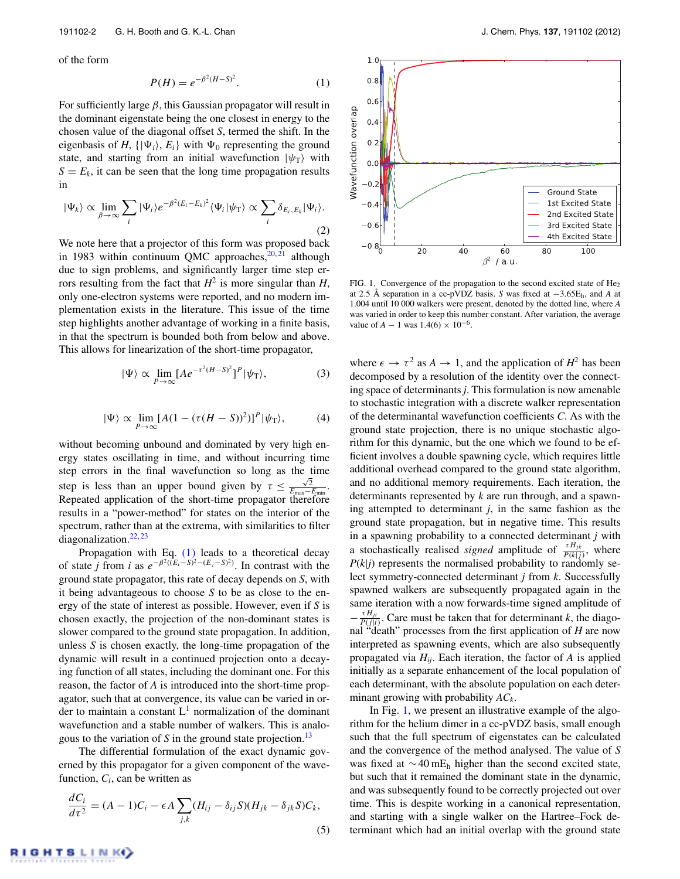of the form

$$P(H) = e^{-\beta^2(H-S)^2}. \tag{1}$$

For sufficiently large $\beta$, this Gaussian propagator will result in the dominant eigenstate being the one closest in energy to the chosen value of the diagonal offset $S$, termed the shift. In the eigenbasis of $H$, $\{|\Psi_i\rangle, E_i\}$ with $\Psi_0$ representing the ground state, and starting from an initial wavefunction $|\psi_T\rangle$ with $S = E_k$, it can be seen that the long time propagation results in

$$|\Psi_k\rangle \propto \lim_{\beta\to\infty} \sum_i |\Psi_i\rangle e^{-\beta^2(E_i-E_k)^2} \langle\Psi_i|\psi_T\rangle \propto \sum_i \delta_{E_i,E_k}|\Psi_i\rangle. \tag{2}$$

We note here that a projector of this form was proposed back in 1983 within continuum QMC approaches,[20,21] although due to sign problems, and significantly larger time step errors resulting from the fact that $H^2$ is more singular than $H$, only one-electron systems were reported, and no modern implementation exists in the literature. This issue of the time step highlights another advantage of working in a finite basis, in that the spectrum is bounded both from below and above. This allows for linearization of the short-time propagator,

$$|\Psi\rangle \propto \lim_{P\to\infty} [Ae^{-\tau^2(H-S)^2}]^P |\psi_T\rangle, \tag{3}$$

$$|\Psi\rangle \propto \lim_{P\to\infty} [A(1-(\tau(H-S))^2)]^P |\psi_T\rangle, \tag{4}$$

without becoming unbound and dominated by very high energy states oscillating in time, and without incurring time step errors in the final wavefunction so long as the time step is less than an upper bound given by $\tau \le \frac{\sqrt{2}}{E_{\max}-E_{\min}}$. Repeated application of the short-time propagator therefore results in a "power-method" for states on the interior of the spectrum, rather than at the extrema, with similarities to filter diagonalization.[22,23]

Propagation with Eq. (1) leads to a theoretical decay of state $j$ from $i$ as $e^{-\beta^2((E_i-S)^2-(E_j-S)^2)}$. In contrast with the ground state propagator, this rate of decay depends on $S$, with it being advantageous to choose $S$ to be as close to the energy of the state of interest as possible. However, even if $S$ is chosen exactly, the projection of the non-dominant states is slower compared to the ground state propagation. In addition, unless $S$ is chosen exactly, the long-time propagation of the dynamic will result in a continued projection onto a decaying function of all states, including the dominant one. For this reason, the factor of $A$ is introduced into the short-time propagator, such that at convergence, its value can be varied in order to maintain a constant $L^1$ normalization of the dominant wavefunction and a stable number of walkers. This is analogous to the variation of $S$ in the ground state projection.[13]

The differential formulation of the exact dynamic governed by this propagator for a given component of the wavefunction, $C_i$, can be written as

$$\frac{dC_i}{d\tau^2} = (A-1)C_i - \epsilon A \sum_{j,k}(H_{ij} - \delta_{ij}S)(H_{jk} - \delta_{jk}S)C_k, \tag{5}$$

FIG. 1. Convergence of the propagation to the second excited state of $He_2$ at 2.5 Å separation in a cc-pVDZ basis. $S$ was fixed at $-3.65E_h$, and $A$ at 1.004 until 10 000 walkers were present, denoted by the dotted line, where $A$ was varied in order to keep this number constant. After variation, the average value of $A-1$ was $1.4(6)\times 10^{-6}$.

where $\epsilon \to \tau^2$ as $A \to 1$, and the application of $H^2$ has been decomposed by a resolution of the identity over the connecting space of determinants $j$. This formulation is now amenable to stochastic integration with a discrete walker representation of the determinantal wavefunction coefficients $C$. As with the ground state projection, there is no unique stochastic algorithm for this dynamic, but the one which we found to be efficient involves a double spawning cycle, which requires little additional overhead compared to the ground state algorithm, and no additional memory requirements. Each iteration, the determinants represented by $k$ are run through, and a spawning attempted to determinant $j$, in the same fashion as the ground state propagation, but in negative time. This results in a spawning probability to a connected determinant $j$ with a stochastically realised *signed* amplitude of $\frac{\tau H_{jk}}{P(k|j)}$, where $P(k|j)$ represents the normalised probability to randomly select symmetry-connected determinant $j$ from $k$. Successfully spawned walkers are subsequently propagated again in the same iteration with a now forwards-time signed amplitude of $-\frac{\tau H_{ji}}{P(j|i)}$. Care must be taken that for determinant $k$, the diagonal "death" processes from the first application of $H$ are now interpreted as spawning events, which are also subsequently propagated via $H_{ij}$. Each iteration, the factor of $A$ is applied initially as a separate enhancement of the local population of each determinant, with the absolute population on each determinant growing with probability $AC_k$.

In Fig. 1, we present an illustrative example of the algorithm for the helium dimer in a cc-pVDZ basis, small enough such that the full spectrum of eigenstates can be calculated and the convergence of the method analysed. The value of $S$ was fixed at $\sim$40 m$E_h$ higher than the second excited state, but such that it remained the dominant state in the dynamic, and was subsequently found to be correctly projected out over time. This is despite working in a canonical representation, and starting with a single walker on the Hartree–Fock determinant which had an initial overlap with the ground state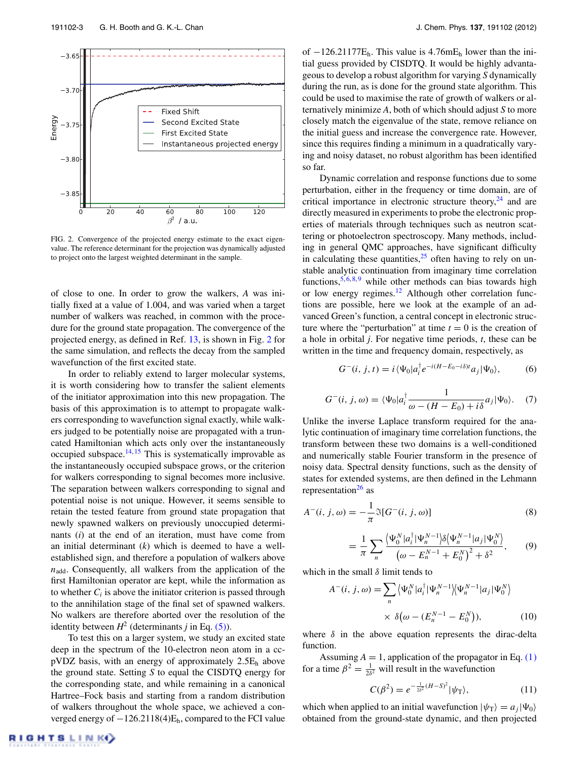FIG. 2. Convergence of the projected energy estimate to the exact eigenvalue. The reference determinant for the projection was dynamically adjusted to project onto the largest weighted determinant in the sample.

of close to one. In order to grow the walkers, $A$ was initially fixed at a value of 1.004, and was varied when a target number of walkers was reached, in common with the procedure for the ground state propagation. The convergence of the projected energy, as defined in Ref. 13, is shown in Fig. 2 for the same simulation, and reflects the decay from the sampled wavefunction of the first excited state.

In order to reliably extend to larger molecular systems, it is worth considering how to transfer the salient elements of the initiator approximation into this new propagation. The basis of this approximation is to attempt to propagate walkers corresponding to wavefunction signal exactly, while walkers judged to be potentially noise are propagated with a truncated Hamiltonian which acts only over the instantaneously occupied subspace.[14,15] This is systematically improvable as the instantaneously occupied subspace grows, or the criterion for walkers corresponding to signal becomes more inclusive. The separation between walkers corresponding to signal and potential noise is not unique. However, it seems sensible to retain the tested feature from ground state propagation that newly spawned walkers on previously unoccupied determinants ($i$) at the end of an iteration, must have come from an initial determinant ($k$) which is deemed to have a well-established sign, and therefore a population of walkers above $n_{\text{add}}$. Consequently, all walkers from the application of the first Hamiltonian operator are kept, while the information as to whether $C_i$ is above the initiator criterion is passed through to the annihilation stage of the final set of spawned walkers. No walkers are therefore aborted over the resolution of the identity between $H^2$ (determinants $j$ in Eq. (5)).

To test this on a larger system, we study an excited state deep in the spectrum of the 10-electron neon atom in a cc-pVDZ basis, with an energy of approximately 2.5E$_\text{h}$ above the ground state. Setting $S$ to equal the CISDTQ energy for the corresponding state, and while remaining in a canonical Hartree–Fock basis and starting from a random distribution of walkers throughout the whole space, we achieved a converged energy of $-126.2118(4)$E$_\text{h}$, compared to the FCI value of $-126.21177$E$_\text{h}$. This value is 4.76mE$_\text{h}$ lower than the initial guess provided by CISDTQ. It would be highly advantageous to develop a robust algorithm for varying $S$ dynamically during the run, as is done for the ground state algorithm. This could be used to maximise the rate of growth of walkers or alternatively minimize $A$, both of which should adjust $S$ to more closely match the eigenvalue of the state, remove reliance on the initial guess and increase the convergence rate. However, since this requires finding a minimum in a quadratically varying and noisy dataset, no robust algorithm has been identified so far.

Dynamic correlation and response functions due to some perturbation, either in the frequency or time domain, are of critical importance in electronic structure theory,[24] and are directly measured in experiments to probe the electronic properties of materials through techniques such as neutron scattering or photoelectron spectroscopy. Many methods, including in general QMC approaches, have significant difficulty in calculating these quantities,[25] often having to rely on unstable analytic continuation from imaginary time correlation functions,[5,6,8,9] while other methods can bias towards high or low energy regimes.[12] Although other correlation functions are possible, here we look at the example of an advanced Green's function, a central concept in electronic structure where the "perturbation" at time $t = 0$ is the creation of a hole in orbital $j$. For negative time periods, $t$, these can be written in the time and frequency domain, respectively, as

$$G^-(i,j,t) = i\langle\Psi_0|a_i^\dagger e^{-i(H-E_0-i\delta)t}a_j|\Psi_0\rangle, \tag{6}$$

$$G^-(i,j,\omega) = \langle\Psi_0|a_i^\dagger \frac{1}{\omega-(H-E_0)+i\delta}a_j|\Psi_0\rangle. \tag{7}$$

Unlike the inverse Laplace transform required for the analytic continuation of imaginary time correlation functions, the transform between these two domains is a well-conditioned and numerically stable Fourier transform in the presence of noisy data. Spectral density functions, such as the density of states for extended systems, are then defined in the Lehmann representation[26] as

$$A^-(i,j,\omega) = -\frac{1}{\pi}\Im[G^-(i,j,\omega)] \tag{8}$$

$$= \frac{1}{\pi}\sum_n \frac{\langle\Psi_0^N|a_i^\dagger|\Psi_n^{N-1}\rangle\delta\langle\Psi_n^{N-1}|a_j|\Psi_0^N\rangle}{(\omega-E_n^{N-1}+E_0^N)^2+\delta^2}, \tag{9}$$

which in the small $\delta$ limit tends to

$$A^-(i,j,\omega) = \sum_n \langle\Psi_0^N|a_i^\dagger|\Psi_n^{N-1}\rangle\langle\Psi_n^{N-1}|a_j|\Psi_0^N\rangle \times \delta\big(\omega-(E_n^{N-1}-E_0^N)\big), \tag{10}$$

where $\delta$ in the above equation represents the dirac-delta function.

Assuming $A = 1$, application of the propagator in Eq. (1) for a time $\beta^2 = \frac{1}{2\delta^2}$ will result in the wavefunction

$$C(\beta^2) = e^{-\frac{1}{2\delta^2}(H-S)^2}|\psi_\text{T}\rangle, \tag{11}$$

which when applied to an initial wavefunction $|\psi_\text{T}\rangle = a_j|\Psi_0\rangle$ obtained from the ground-state dynamic, and then projected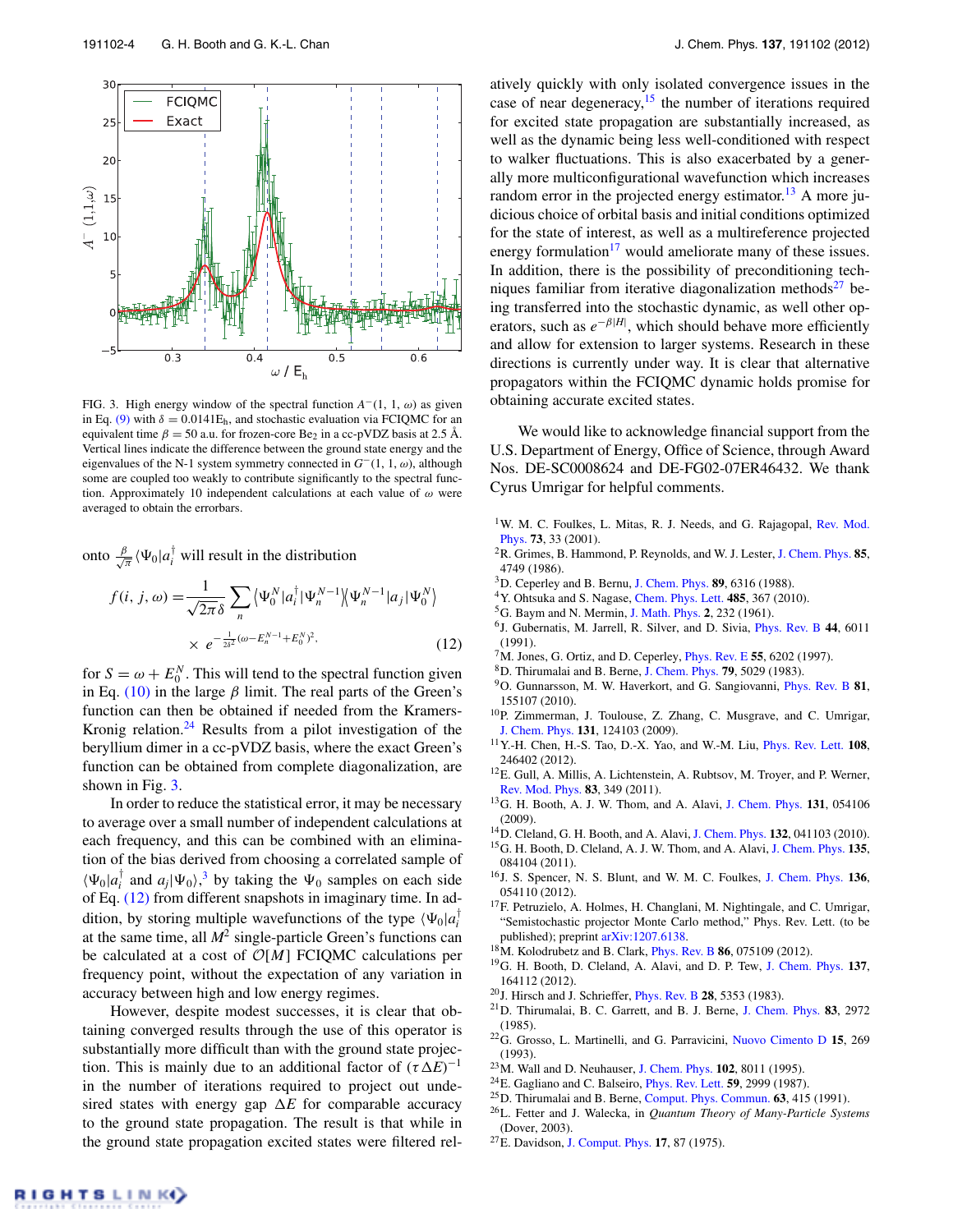FCIQMC

Exact

$A^-(1,1,\omega)$

$\omega$ / E$_h$

30
25
20
15
10
5
0
−5

0.3
0.4
0.5
0.6

FIG. 3. High energy window of the spectral function $A^-(1, 1, \omega)$ as given in Eq. (9) with $\delta = 0.0141\text{E}_\text{h}$, and stochastic evaluation via FCIQMC for an equivalent time $\beta = 50$ a.u. for frozen-core $Be_2$ in a cc-pVDZ basis at 2.5 Å. Vertical lines indicate the difference between the ground state energy and the eigenvalues of the N-1 system symmetry connected in $G^-(1, 1, \omega)$, although some are coupled too weakly to contribute significantly to the spectral function. Approximately 10 independent calculations at each value of $\omega$ were averaged to obtain the errorbars.

onto $\frac{\beta}{\sqrt{\pi}}\langle\Psi_0|a_i^\dagger$ will result in the distribution

$$f(i,j,\omega) = \frac{1}{\sqrt{2\pi}\,\delta}\sum_n \langle\Psi_0^N|a_i^\dagger|\Psi_n^{N-1}\rangle\langle\Psi_n^{N-1}|a_j|\Psi_0^N\rangle \times e^{-\frac{1}{2\delta^2}(\omega - E_n^{N-1} + E_0^N)^2}, \tag{12}$$

for $S = \omega + E_0^N$. This will tend to the spectral function given in Eq. (10) in the large $\beta$ limit. The real parts of the Green's function can then be obtained if needed from the Kramers-Kronig relation.[24] Results from a pilot investigation of the beryllium dimer in a cc-pVDZ basis, where the exact Green's function can be obtained from complete diagonalization, are shown in Fig. 3.

In order to reduce the statistical error, it may be necessary to average over a small number of independent calculations at each frequency, and this can be combined with an elimination of the bias derived from choosing a correlated sample of $\langle\Psi_0|a_i^\dagger$ and $a_j|\Psi_0\rangle$,[3] by taking the $\Psi_0$ samples on each side of Eq. (12) from different snapshots in imaginary time. In addition, by storing multiple wavefunctions of the type $\langle\Psi_0|a_i^\dagger$ at the same time, all $M^2$ single-particle Green's functions can be calculated at a cost of $\mathcal{O}[M]$ FCIQMC calculations per frequency point, without the expectation of any variation in accuracy between high and low energy regimes.

However, despite modest successes, it is clear that obtaining converged results through the use of this operator is substantially more difficult than with the ground state projection. This is mainly due to an additional factor of $(\tau\Delta E)^{-1}$ in the number of iterations required to project out undesired states with energy gap $\Delta E$ for comparable accuracy to the ground state propagation. The result is that while in the ground state propagation excited states were filtered relatively quickly with only isolated convergence issues in the case of near degeneracy,[15] the number of iterations required for excited state propagation are substantially increased, as well as the dynamic being less well-conditioned with respect to walker fluctuations. This is also exacerbated by a generally more multiconfigurational wavefunction which increases random error in the projected energy estimator.[13] A more judicious choice of orbital basis and initial conditions optimized for the state of interest, as well as a multireference projected energy formulation[17] would ameliorate many of these issues. In addition, there is the possibility of preconditioning techniques familiar from iterative diagonalization methods[27] being transferred into the stochastic dynamic, as well other operators, such as $e^{-\beta|H|}$, which should behave more efficiently and allow for extension to larger systems. Research in these directions is currently under way. It is clear that alternative propagators within the FCIQMC dynamic holds promise for obtaining accurate excited states.

We would like to acknowledge financial support from the U.S. Department of Energy, Office of Science, through Award Nos. DE-SC0008624 and DE-FG02-07ER46432. We thank Cyrus Umrigar for helpful comments.

[1] W. M. C. Foulkes, L. Mitas, R. J. Needs, and G. Rajagopal, Rev. Mod. Phys. **73**, 33 (2001).
[2] R. Grimes, B. Hammond, P. Reynolds, and W. J. Lester, J. Chem. Phys. **85**, 4749 (1986).
[3] D. Ceperley and B. Bernu, J. Chem. Phys. **89**, 6316 (1988).
[4] Y. Ohtsuka and S. Nagase, Chem. Phys. Lett. **485**, 367 (2010).
[5] G. Baym and N. Mermin, J. Math. Phys. **2**, 232 (1961).
[6] J. Gubernatis, M. Jarrell, R. Silver, and D. Sivia, Phys. Rev. B **44**, 6011 (1991).
[7] M. Jones, G. Ortiz, and D. Ceperley, Phys. Rev. E **55**, 6202 (1997).
[8] D. Thirumalai and B. Berne, J. Chem. Phys. **79**, 5029 (1983).
[9] O. Gunnarsson, M. W. Haverkort, and G. Sangiovanni, Phys. Rev. B **81**, 155107 (2010).
[10] P. Zimmerman, J. Toulouse, Z. Zhang, C. Musgrave, and C. Umrigar, J. Chem. Phys. **131**, 124103 (2009).
[11] Y.-H. Chen, H.-S. Tao, D.-X. Yao, and W.-M. Liu, Phys. Rev. Lett. **108**, 246402 (2012).
[12] E. Gull, A. Millis, A. Lichtenstein, A. Rubtsov, M. Troyer, and P. Werner, Rev. Mod. Phys. **83**, 349 (2011).
[13] G. H. Booth, A. J. W. Thom, and A. Alavi, J. Chem. Phys. **131**, 054106 (2009).
[14] D. Cleland, G. H. Booth, and A. Alavi, J. Chem. Phys. **132**, 041103 (2010).
[15] G. H. Booth, D. Cleland, A. J. W. Thom, and A. Alavi, J. Chem. Phys. **135**, 084104 (2011).
[16] J. S. Spencer, N. S. Blunt, and W. M. C. Foulkes, J. Chem. Phys. **136**, 054110 (2012).
[17] F. Petruzielo, A. Holmes, H. Changlani, M. Nightingale, and C. Umrigar, "Semistochastic projector Monte Carlo method," Phys. Rev. Lett. (to be published); preprint arXiv:1207.6138.
[18] M. Kolodrubetz and B. Clark, Phys. Rev. B **86**, 075109 (2012).
[19] G. H. Booth, D. Cleland, A. Alavi, and D. P. Tew, J. Chem. Phys. **137**, 164112 (2012).
[20] J. Hirsch and J. Schrieffer, Phys. Rev. B **28**, 5353 (1983).
[21] D. Thirumalai, B. C. Garrett, and B. J. Berne, J. Chem. Phys. **83**, 2972 (1985).
[22] G. Grosso, L. Martinelli, and G. Parravicini, Nuovo Cimento D **15**, 269 (1993).
[23] M. Wall and D. Neuhauser, J. Chem. Phys. **102**, 8011 (1995).
[24] E. Gagliano and C. Balseiro, Phys. Rev. Lett. **59**, 2999 (1987).
[25] D. Thirumalai and B. Berne, Comput. Phys. Commun. **63**, 415 (1991).
[26] L. Fetter and J. Walecka, in *Quantum Theory of Many-Particle Systems* (Dover, 2003).
[27] E. Davidson, J. Comput. Phys. **17**, 87 (1975).